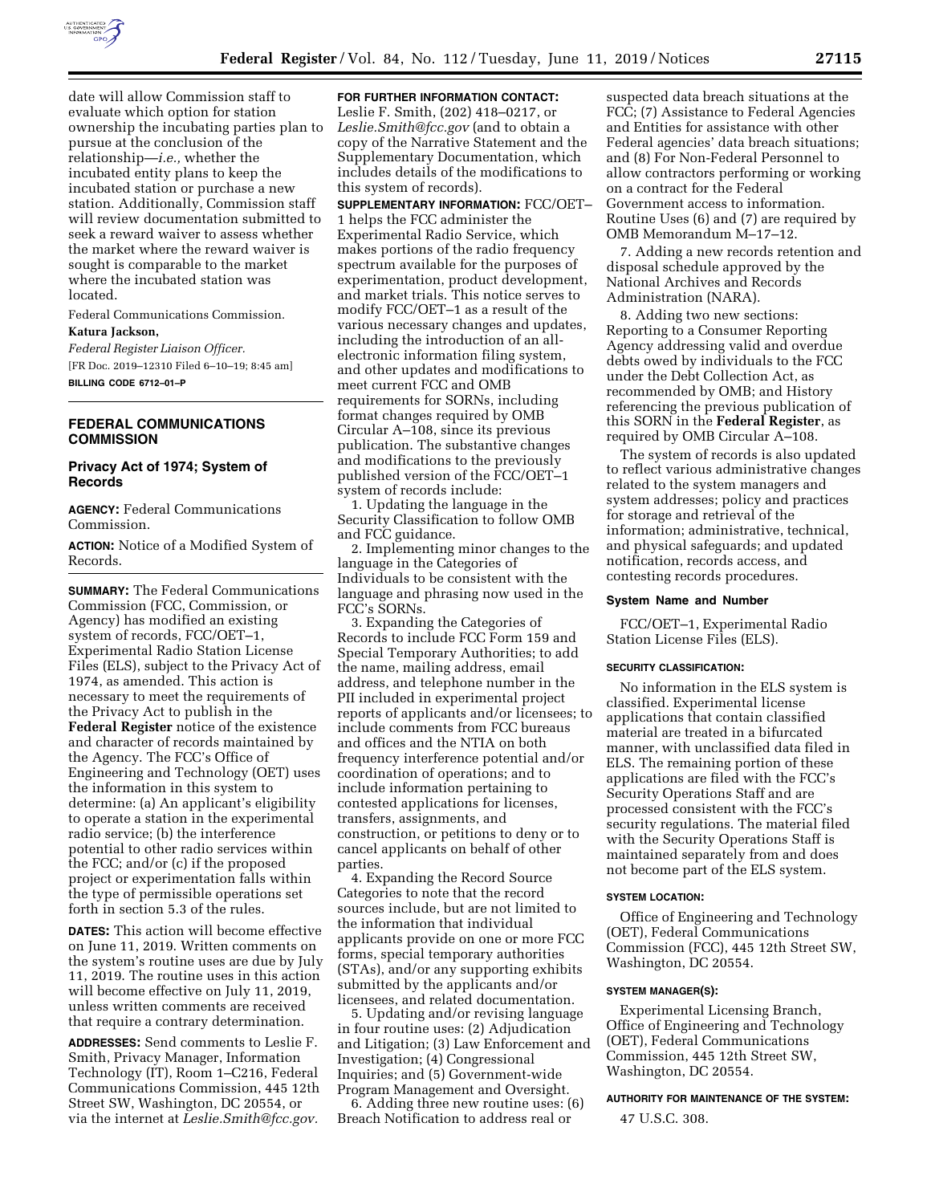date will allow Commission staff to evaluate which option for station ownership the incubating parties plan to pursue at the conclusion of the relationship—*i.e.,* whether the incubated entity plans to keep the incubated station or purchase a new station. Additionally, Commission staff will review documentation submitted to seek a reward waiver to assess whether the market where the reward waiver is sought is comparable to the market where the incubated station was located.

Federal Communications Commission.

**Katura Jackson,**

*Federal Register Liaison Officer.*

[FR Doc. 2019–12310 Filed 6–10–19; 8:45 am]

**BILLING CODE 6712–01–P**

## FEDERAL COMMUNICATIONS COMMISSION

### Privacy Act of 1974; System of Records

**AGENCY:** Federal Communications Commission.

**ACTION:** Notice of a Modified System of Records.

**SUMMARY:** The Federal Communications Commission (FCC, Commission, or Agency) has modified an existing system of records, FCC/OET–1, Experimental Radio Station License Files (ELS), subject to the Privacy Act of 1974, as amended. This action is necessary to meet the requirements of the Privacy Act to publish in the **Federal Register** notice of the existence and character of records maintained by the Agency. The FCC's Office of Engineering and Technology (OET) uses the information in this system to determine: (a) An applicant's eligibility to operate a station in the experimental radio service; (b) the interference potential to other radio services within the FCC; and/or (c) if the proposed project or experimentation falls within the type of permissible operations set forth in section 5.3 of the rules.

**DATES:** This action will become effective on June 11, 2019. Written comments on the system's routine uses are due by July 11, 2019. The routine uses in this action will become effective on July 11, 2019, unless written comments are received that require a contrary determination.

**ADDRESSES:** Send comments to Leslie F. Smith, Privacy Manager, Information Technology (IT), Room 1–C216, Federal Communications Commission, 445 12th Street SW, Washington, DC 20554, or via the internet at *Leslie.Smith@fcc.gov.*

**FOR FURTHER INFORMATION CONTACT:** Leslie F. Smith, (202) 418–0217, or *Leslie.Smith@fcc.gov* (and to obtain a copy of the Narrative Statement and the Supplementary Documentation, which includes details of the modifications to this system of records).

**SUPPLEMENTARY INFORMATION:** FCC/OET–1 helps the FCC administer the Experimental Radio Service, which makes portions of the radio frequency spectrum available for the purposes of experimentation, product development, and market trials. This notice serves to modify FCC/OET–1 as a result of the various necessary changes and updates, including the introduction of an all-electronic information filing system, and other updates and modifications to meet current FCC and OMB requirements for SORNs, including format changes required by OMB Circular A–108, since its previous publication. The substantive changes and modifications to the previously published version of the FCC/OET–1 system of records include:

1. Updating the language in the Security Classification to follow OMB and FCC guidance.

2. Implementing minor changes to the language in the Categories of Individuals to be consistent with the language and phrasing now used in the FCC's SORNs.

3. Expanding the Categories of Records to include FCC Form 159 and Special Temporary Authorities; to add the name, mailing address, email address, and telephone number in the PII included in experimental project reports of applicants and/or licensees; to include comments from FCC bureaus and offices and the NTIA on both frequency interference potential and/or coordination of operations; and to include information pertaining to contested applications for licenses, transfers, assignments, and construction, or petitions to deny or to cancel applicants on behalf of other parties.

4. Expanding the Record Source Categories to note that the record sources include, but are not limited to the information that individual applicants provide on one or more FCC forms, special temporary authorities (STAs), and/or any supporting exhibits submitted by the applicants and/or licensees, and related documentation.

5. Updating and/or revising language in four routine uses: (2) Adjudication and Litigation; (3) Law Enforcement and Investigation; (4) Congressional Inquiries; and (5) Government-wide Program Management and Oversight.

6. Adding three new routine uses: (6) Breach Notification to address real or suspected data breach situations at the FCC; (7) Assistance to Federal Agencies and Entities for assistance with other Federal agencies' data breach situations; and (8) For Non-Federal Personnel to allow contractors performing or working on a contract for the Federal Government access to information. Routine Uses (6) and (7) are required by OMB Memorandum M–17–12.

7. Adding a new records retention and disposal schedule approved by the National Archives and Records Administration (NARA).

8. Adding two new sections: Reporting to a Consumer Reporting Agency addressing valid and overdue debts owed by individuals to the FCC under the Debt Collection Act, as recommended by OMB; and History referencing the previous publication of this SORN in the **Federal Register**, as required by OMB Circular A–108.

The system of records is also updated to reflect various administrative changes related to the system managers and system addresses; policy and practices for storage and retrieval of the information; administrative, technical, and physical safeguards; and updated notification, records access, and contesting records procedures.

#### System Name and Number

FCC/OET–1, Experimental Radio Station License Files (ELS).

#### SECURITY CLASSIFICATION:

No information in the ELS system is classified. Experimental license applications that contain classified material are treated in a bifurcated manner, with unclassified data filed in ELS. The remaining portion of these applications are filed with the FCC's Security Operations Staff and are processed consistent with the FCC's security regulations. The material filed with the Security Operations Staff is maintained separately from and does not become part of the ELS system.

#### SYSTEM LOCATION:

Office of Engineering and Technology (OET), Federal Communications Commission (FCC), 445 12th Street SW, Washington, DC 20554.

#### SYSTEM MANAGER(S):

Experimental Licensing Branch, Office of Engineering and Technology (OET), Federal Communications Commission, 445 12th Street SW, Washington, DC 20554.

#### AUTHORITY FOR MAINTENANCE OF THE SYSTEM:

47 U.S.C. 308.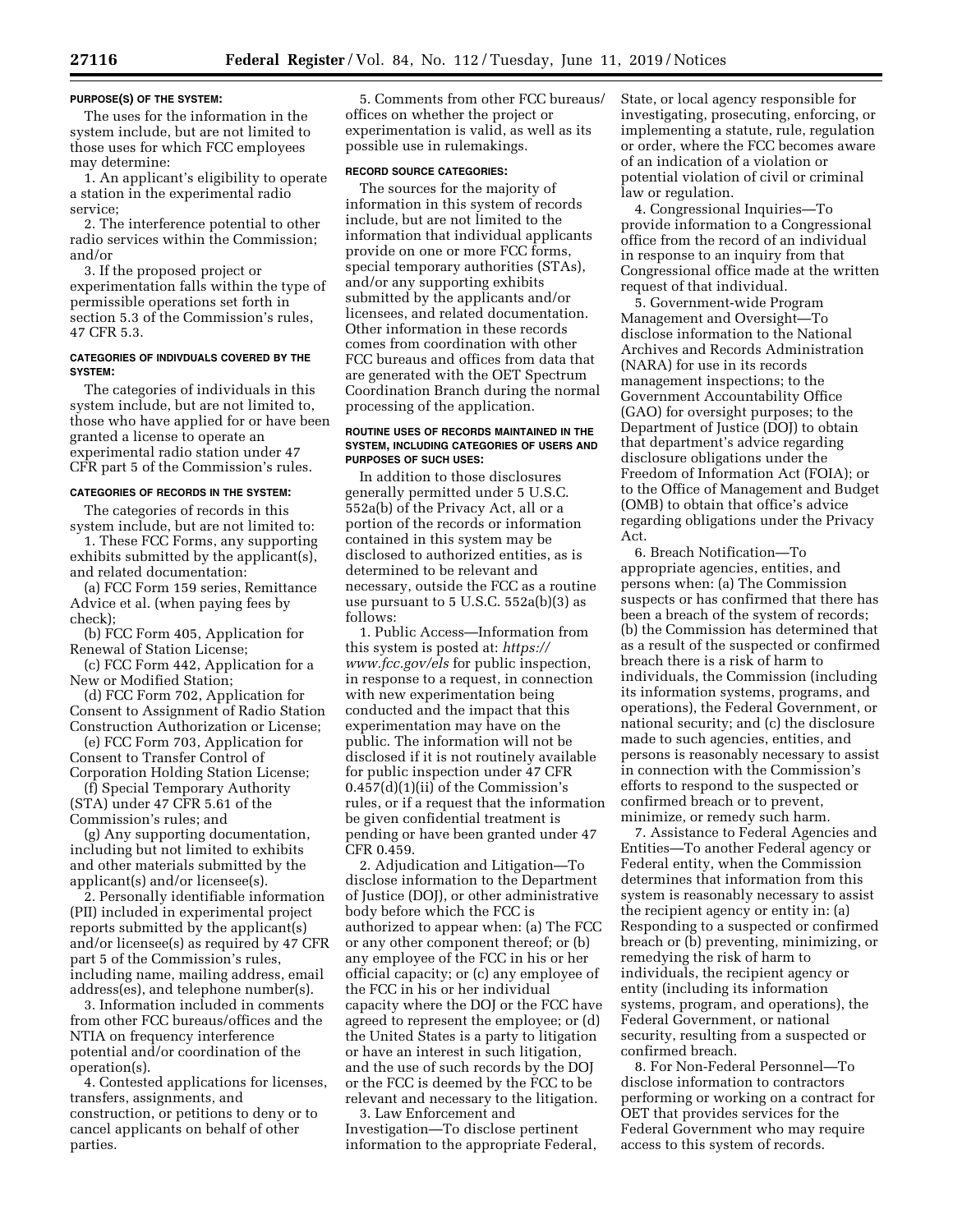**PURPOSE(S) OF THE SYSTEM:**

The uses for the information in the system include, but are not limited to those uses for which FCC employees may determine:

1. An applicant's eligibility to operate a station in the experimental radio service;

2. The interference potential to other radio services within the Commission; and/or

3. If the proposed project or experimentation falls within the type of permissible operations set forth in section 5.3 of the Commission's rules, 47 CFR 5.3.

**CATEGORIES OF INDIVDUALS COVERED BY THE SYSTEM:**

The categories of individuals in this system include, but are not limited to, those who have applied for or have been granted a license to operate an experimental radio station under 47 CFR part 5 of the Commission's rules.

**CATEGORIES OF RECORDS IN THE SYSTEM:**

The categories of records in this system include, but are not limited to:

1. These FCC Forms, any supporting exhibits submitted by the applicant(s), and related documentation:

(a) FCC Form 159 series, Remittance Advice et al. (when paying fees by check);

(b) FCC Form 405, Application for Renewal of Station License;

(c) FCC Form 442, Application for a New or Modified Station;

(d) FCC Form 702, Application for Consent to Assignment of Radio Station Construction Authorization or License;

(e) FCC Form 703, Application for Consent to Transfer Control of Corporation Holding Station License;

(f) Special Temporary Authority (STA) under 47 CFR 5.61 of the Commission's rules; and

(g) Any supporting documentation, including but not limited to exhibits and other materials submitted by the applicant(s) and/or licensee(s).

2. Personally identifiable information (PII) included in experimental project reports submitted by the applicant(s) and/or licensee(s) as required by 47 CFR part 5 of the Commission's rules, including name, mailing address, email address(es), and telephone number(s).

3. Information included in comments from other FCC bureaus/offices and the NTIA on frequency interference potential and/or coordination of the operation(s).

4. Contested applications for licenses, transfers, assignments, and construction, or petitions to deny or to cancel applicants on behalf of other parties.

5. Comments from other FCC bureaus/offices on whether the project or experimentation is valid, as well as its possible use in rulemakings.

**RECORD SOURCE CATEGORIES:**

The sources for the majority of information in this system of records include, but are not limited to the information that individual applicants provide on one or more FCC forms, special temporary authorities (STAs), and/or any supporting exhibits submitted by the applicants and/or licensees, and related documentation. Other information in these records comes from coordination with other FCC bureaus and offices from data that are generated with the OET Spectrum Coordination Branch during the normal processing of the application.

**ROUTINE USES OF RECORDS MAINTAINED IN THE SYSTEM, INCLUDING CATEGORIES OF USERS AND PURPOSES OF SUCH USES:**

In addition to those disclosures generally permitted under 5 U.S.C. 552a(b) of the Privacy Act, all or a portion of the records or information contained in this system may be disclosed to authorized entities, as is determined to be relevant and necessary, outside the FCC as a routine use pursuant to 5 U.S.C. 552a(b)(3) as follows:

1. Public Access—Information from this system is posted at: *https://www.fcc.gov/els* for public inspection, in response to a request, in connection with new experimentation being conducted and the impact that this experimentation may have on the public. The information will not be disclosed if it is not routinely available for public inspection under 47 CFR 0.457(d)(1)(ii) of the Commission's rules, or if a request that the information be given confidential treatment is pending or have been granted under 47 CFR 0.459.

2. Adjudication and Litigation—To disclose information to the Department of Justice (DOJ), or other administrative body before which the FCC is authorized to appear when: (a) The FCC or any other component thereof; or (b) any employee of the FCC in his or her official capacity; or (c) any employee of the FCC in his or her individual capacity where the DOJ or the FCC have agreed to represent the employee; or (d) the United States is a party to litigation or have an interest in such litigation, and the use of such records by the DOJ or the FCC is deemed by the FCC to be relevant and necessary to the litigation.

3. Law Enforcement and Investigation—To disclose pertinent information to the appropriate Federal, State, or local agency responsible for investigating, prosecuting, enforcing, or implementing a statute, rule, regulation or order, where the FCC becomes aware of an indication of a violation or potential violation of civil or criminal law or regulation.

4. Congressional Inquiries—To provide information to a Congressional office from the record of an individual in response to an inquiry from that Congressional office made at the written request of that individual.

5. Government-wide Program Management and Oversight—To disclose information to the National Archives and Records Administration (NARA) for use in its records management inspections; to the Government Accountability Office (GAO) for oversight purposes; to the Department of Justice (DOJ) to obtain that department's advice regarding disclosure obligations under the Freedom of Information Act (FOIA); or to the Office of Management and Budget (OMB) to obtain that office's advice regarding obligations under the Privacy Act.

6. Breach Notification—To appropriate agencies, entities, and persons when: (a) The Commission suspects or has confirmed that there has been a breach of the system of records; (b) the Commission has determined that as a result of the suspected or confirmed breach there is a risk of harm to individuals, the Commission (including its information systems, programs, and operations), the Federal Government, or national security; and (c) the disclosure made to such agencies, entities, and persons is reasonably necessary to assist in connection with the Commission's efforts to respond to the suspected or confirmed breach or to prevent, minimize, or remedy such harm.

7. Assistance to Federal Agencies and Entities—To another Federal agency or Federal entity, when the Commission determines that information from this system is reasonably necessary to assist the recipient agency or entity in: (a) Responding to a suspected or confirmed breach or (b) preventing, minimizing, or remedying the risk of harm to individuals, the recipient agency or entity (including its information systems, program, and operations), the Federal Government, or national security, resulting from a suspected or confirmed breach.

8. For Non-Federal Personnel—To disclose information to contractors performing or working on a contract for OET that provides services for the Federal Government who may require access to this system of records.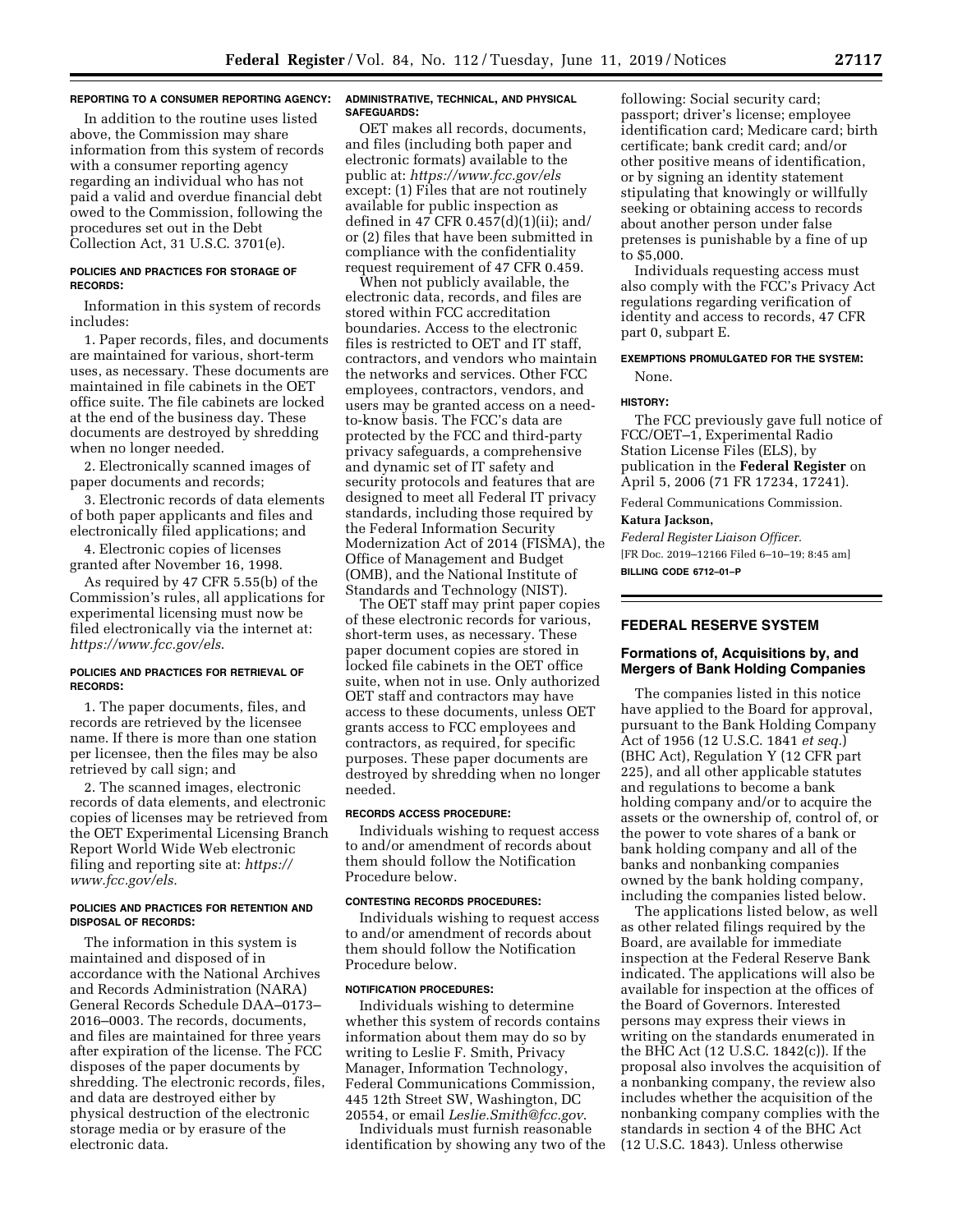**REPORTING TO A CONSUMER REPORTING AGENCY:**

In addition to the routine uses listed above, the Commission may share information from this system of records with a consumer reporting agency regarding an individual who has not paid a valid and overdue financial debt owed to the Commission, following the procedures set out in the Debt Collection Act, 31 U.S.C. 3701(e).

**POLICIES AND PRACTICES FOR STORAGE OF RECORDS:**

Information in this system of records includes:

1. Paper records, files, and documents are maintained for various, short-term uses, as necessary. These documents are maintained in file cabinets in the OET office suite. The file cabinets are locked at the end of the business day. These documents are destroyed by shredding when no longer needed.

2. Electronically scanned images of paper documents and records;

3. Electronic records of data elements of both paper applicants and files and electronically filed applications; and

4. Electronic copies of licenses granted after November 16, 1998.

As required by 47 CFR 5.55(b) of the Commission's rules, all applications for experimental licensing must now be filed electronically via the internet at: *https://www.fcc.gov/els*.

**POLICIES AND PRACTICES FOR RETRIEVAL OF RECORDS:**

1. The paper documents, files, and records are retrieved by the licensee name. If there is more than one station per licensee, then the files may be also retrieved by call sign; and

2. The scanned images, electronic records of data elements, and electronic copies of licenses may be retrieved from the OET Experimental Licensing Branch Report World Wide Web electronic filing and reporting site at: *https://www.fcc.gov/els.*

**POLICIES AND PRACTICES FOR RETENTION AND DISPOSAL OF RECORDS:**

The information in this system is maintained and disposed of in accordance with the National Archives and Records Administration (NARA) General Records Schedule DAA–0173–2016–0003. The records, documents, and files are maintained for three years after expiration of the license. The FCC disposes of the paper documents by shredding. The electronic records, files, and data are destroyed either by physical destruction of the electronic storage media or by erasure of the electronic data.

**ADMINISTRATIVE, TECHNICAL, AND PHYSICAL SAFEGUARDS:**

OET makes all records, documents, and files (including both paper and electronic formats) available to the public at: *https://www.fcc.gov/els* except: (1) Files that are not routinely available for public inspection as defined in 47 CFR 0.457(d)(1)(ii); and/or (2) files that have been submitted in compliance with the confidentiality request requirement of 47 CFR 0.459.

When not publicly available, the electronic data, records, and files are stored within FCC accreditation boundaries. Access to the electronic files is restricted to OET and IT staff, contractors, and vendors who maintain the networks and services. Other FCC employees, contractors, vendors, and users may be granted access on a need-to-know basis. The FCC's data are protected by the FCC and third-party privacy safeguards, a comprehensive and dynamic set of IT safety and security protocols and features that are designed to meet all Federal IT privacy standards, including those required by the Federal Information Security Modernization Act of 2014 (FISMA), the Office of Management and Budget (OMB), and the National Institute of Standards and Technology (NIST).

The OET staff may print paper copies of these electronic records for various, short-term uses, as necessary. These paper document copies are stored in locked file cabinets in the OET office suite, when not in use. Only authorized OET staff and contractors may have access to these documents, unless OET grants access to FCC employees and contractors, as required, for specific purposes. These paper documents are destroyed by shredding when no longer needed.

**RECORDS ACCESS PROCEDURE:**

Individuals wishing to request access to and/or amendment of records about them should follow the Notification Procedure below.

**CONTESTING RECORDS PROCEDURES:**

Individuals wishing to request access to and/or amendment of records about them should follow the Notification Procedure below.

**NOTIFICATION PROCEDURES:**

Individuals wishing to determine whether this system of records contains information about them may do so by writing to Leslie F. Smith, Privacy Manager, Information Technology, Federal Communications Commission, 445 12th Street SW, Washington, DC 20554, or email *Leslie.Smith@fcc.gov*.

Individuals must furnish reasonable identification by showing any two of the following: Social security card; passport; driver's license; employee identification card; Medicare card; birth certificate; bank credit card; and/or other positive means of identification, or by signing an identity statement stipulating that knowingly or willfully seeking or obtaining access to records about another person under false pretenses is punishable by a fine of up to $5,000.

Individuals requesting access must also comply with the FCC's Privacy Act regulations regarding verification of identity and access to records, 47 CFR part 0, subpart E.

**EXEMPTIONS PROMULGATED FOR THE SYSTEM:**

None.

**HISTORY:**

The FCC previously gave full notice of FCC/OET–1, Experimental Radio Station License Files (ELS), by publication in the **Federal Register** on April 5, 2006 (71 FR 17234, 17241).

Federal Communications Commission.

**Katura Jackson,**

*Federal Register Liaison Officer.*

[FR Doc. 2019–12166 Filed 6–10–19; 8:45 am]

**BILLING CODE 6712–01–P**

## FEDERAL RESERVE SYSTEM

### Formations of, Acquisitions by, and Mergers of Bank Holding Companies

The companies listed in this notice have applied to the Board for approval, pursuant to the Bank Holding Company Act of 1956 (12 U.S.C. 1841 *et seq.*) (BHC Act), Regulation Y (12 CFR part 225), and all other applicable statutes and regulations to become a bank holding company and/or to acquire the assets or the ownership of, control of, or the power to vote shares of a bank or bank holding company and all of the banks and nonbanking companies owned by the bank holding company, including the companies listed below.

The applications listed below, as well as other related filings required by the Board, are available for immediate inspection at the Federal Reserve Bank indicated. The applications will also be available for inspection at the offices of the Board of Governors. Interested persons may express their views in writing on the standards enumerated in the BHC Act (12 U.S.C. 1842(c)). If the proposal also involves the acquisition of a nonbanking company, the review also includes whether the acquisition of the nonbanking company complies with the standards in section 4 of the BHC Act (12 U.S.C. 1843). Unless otherwise